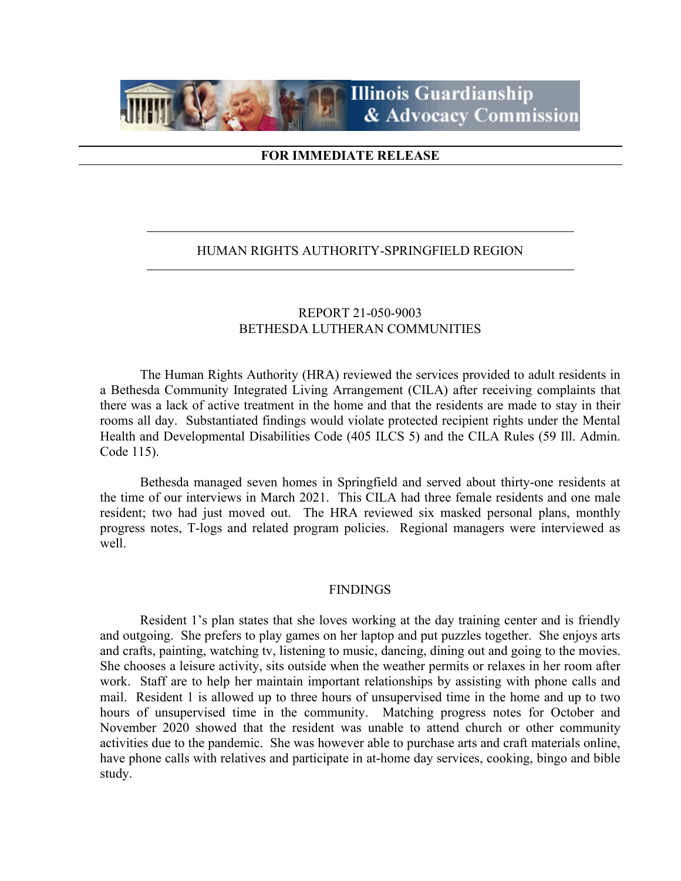Illinois Guardianship & Advocacy Commission

**FOR IMMEDIATE RELEASE**

---

HUMAN RIGHTS AUTHORITY-SPRINGFIELD REGION

---

REPORT 21-050-9003
BETHESDA LUTHERAN COMMUNITIES

The Human Rights Authority (HRA) reviewed the services provided to adult residents in a Bethesda Community Integrated Living Arrangement (CILA) after receiving complaints that there was a lack of active treatment in the home and that the residents are made to stay in their rooms all day. Substantiated findings would violate protected recipient rights under the Mental Health and Developmental Disabilities Code (405 ILCS 5) and the CILA Rules (59 Ill. Admin. Code 115).

Bethesda managed seven homes in Springfield and served about thirty-one residents at the time of our interviews in March 2021. This CILA had three female residents and one male resident; two had just moved out. The HRA reviewed six masked personal plans, monthly progress notes, T-logs and related program policies. Regional managers were interviewed as well.

## FINDINGS

Resident 1's plan states that she loves working at the day training center and is friendly and outgoing. She prefers to play games on her laptop and put puzzles together. She enjoys arts and crafts, painting, watching tv, listening to music, dancing, dining out and going to the movies. She chooses a leisure activity, sits outside when the weather permits or relaxes in her room after work. Staff are to help her maintain important relationships by assisting with phone calls and mail. Resident 1 is allowed up to three hours of unsupervised time in the home and up to two hours of unsupervised time in the community. Matching progress notes for October and November 2020 showed that the resident was unable to attend church or other community activities due to the pandemic. She was however able to purchase arts and craft materials online, have phone calls with relatives and participate in at-home day services, cooking, bingo and bible study.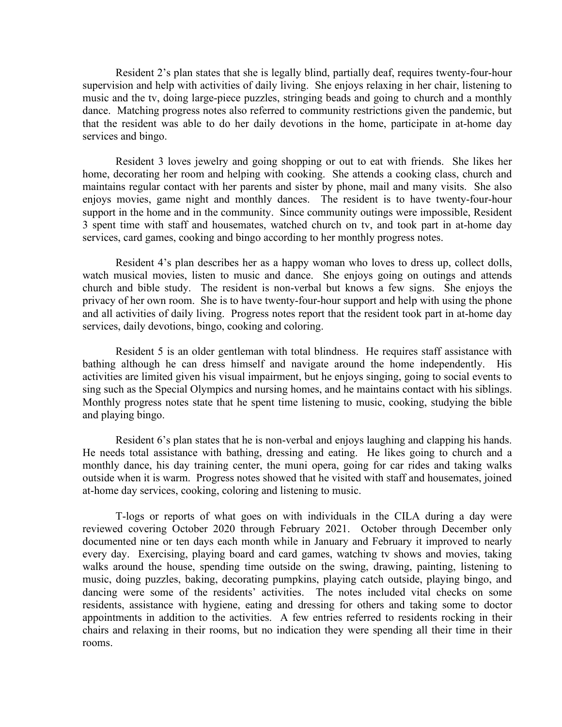Resident 2's plan states that she is legally blind, partially deaf, requires twenty-four-hour supervision and help with activities of daily living. She enjoys relaxing in her chair, listening to music and the tv, doing large-piece puzzles, stringing beads and going to church and a monthly dance. Matching progress notes also referred to community restrictions given the pandemic, but that the resident was able to do her daily devotions in the home, participate in at-home day services and bingo.

Resident 3 loves jewelry and going shopping or out to eat with friends. She likes her home, decorating her room and helping with cooking. She attends a cooking class, church and maintains regular contact with her parents and sister by phone, mail and many visits. She also enjoys movies, game night and monthly dances. The resident is to have twenty-four-hour support in the home and in the community. Since community outings were impossible, Resident 3 spent time with staff and housemates, watched church on tv, and took part in at-home day services, card games, cooking and bingo according to her monthly progress notes.

Resident 4's plan describes her as a happy woman who loves to dress up, collect dolls, watch musical movies, listen to music and dance. She enjoys going on outings and attends church and bible study. The resident is non-verbal but knows a few signs. She enjoys the privacy of her own room. She is to have twenty-four-hour support and help with using the phone and all activities of daily living. Progress notes report that the resident took part in at-home day services, daily devotions, bingo, cooking and coloring.

Resident 5 is an older gentleman with total blindness. He requires staff assistance with bathing although he can dress himself and navigate around the home independently. His activities are limited given his visual impairment, but he enjoys singing, going to social events to sing such as the Special Olympics and nursing homes, and he maintains contact with his siblings. Monthly progress notes state that he spent time listening to music, cooking, studying the bible and playing bingo.

Resident 6's plan states that he is non-verbal and enjoys laughing and clapping his hands. He needs total assistance with bathing, dressing and eating. He likes going to church and a monthly dance, his day training center, the muni opera, going for car rides and taking walks outside when it is warm. Progress notes showed that he visited with staff and housemates, joined at-home day services, cooking, coloring and listening to music.

T-logs or reports of what goes on with individuals in the CILA during a day were reviewed covering October 2020 through February 2021. October through December only documented nine or ten days each month while in January and February it improved to nearly every day. Exercising, playing board and card games, watching tv shows and movies, taking walks around the house, spending time outside on the swing, drawing, painting, listening to music, doing puzzles, baking, decorating pumpkins, playing catch outside, playing bingo, and dancing were some of the residents' activities. The notes included vital checks on some residents, assistance with hygiene, eating and dressing for others and taking some to doctor appointments in addition to the activities. A few entries referred to residents rocking in their chairs and relaxing in their rooms, but no indication they were spending all their time in their rooms.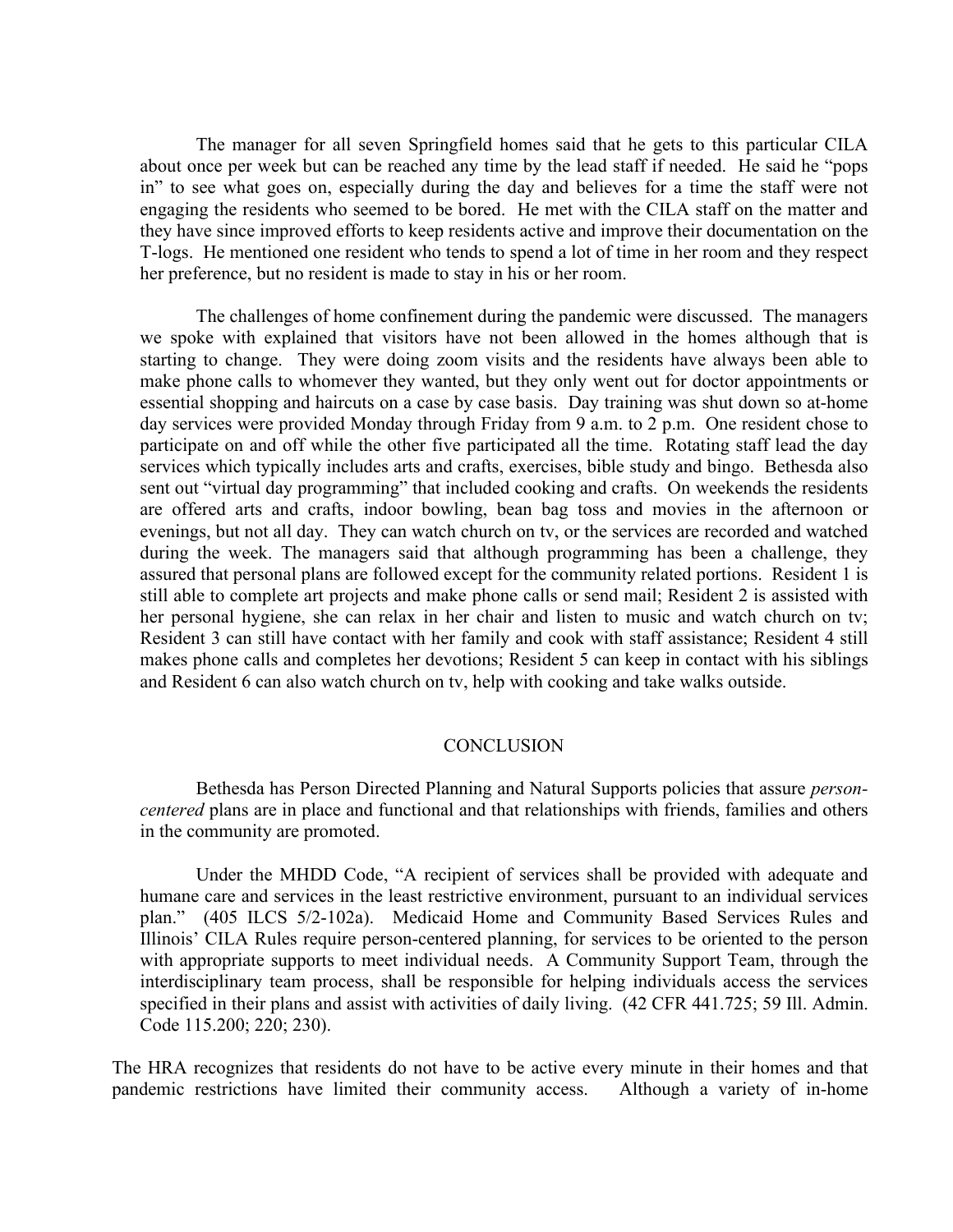The manager for all seven Springfield homes said that he gets to this particular CILA about once per week but can be reached any time by the lead staff if needed. He said he "pops in" to see what goes on, especially during the day and believes for a time the staff were not engaging the residents who seemed to be bored. He met with the CILA staff on the matter and they have since improved efforts to keep residents active and improve their documentation on the T-logs. He mentioned one resident who tends to spend a lot of time in her room and they respect her preference, but no resident is made to stay in his or her room.

The challenges of home confinement during the pandemic were discussed. The managers we spoke with explained that visitors have not been allowed in the homes although that is starting to change. They were doing zoom visits and the residents have always been able to make phone calls to whomever they wanted, but they only went out for doctor appointments or essential shopping and haircuts on a case by case basis. Day training was shut down so at-home day services were provided Monday through Friday from 9 a.m. to 2 p.m. One resident chose to participate on and off while the other five participated all the time. Rotating staff lead the day services which typically includes arts and crafts, exercises, bible study and bingo. Bethesda also sent out "virtual day programming" that included cooking and crafts. On weekends the residents are offered arts and crafts, indoor bowling, bean bag toss and movies in the afternoon or evenings, but not all day. They can watch church on tv, or the services are recorded and watched during the week. The managers said that although programming has been a challenge, they assured that personal plans are followed except for the community related portions. Resident 1 is still able to complete art projects and make phone calls or send mail; Resident 2 is assisted with her personal hygiene, she can relax in her chair and listen to music and watch church on tv; Resident 3 can still have contact with her family and cook with staff assistance; Resident 4 still makes phone calls and completes her devotions; Resident 5 can keep in contact with his siblings and Resident 6 can also watch church on tv, help with cooking and take walks outside.

## CONCLUSION

Bethesda has Person Directed Planning and Natural Supports policies that assure *person-centered* plans are in place and functional and that relationships with friends, families and others in the community are promoted.

Under the MHDD Code, "A recipient of services shall be provided with adequate and humane care and services in the least restrictive environment, pursuant to an individual services plan." (405 ILCS 5/2-102a). Medicaid Home and Community Based Services Rules and Illinois' CILA Rules require person-centered planning, for services to be oriented to the person with appropriate supports to meet individual needs. A Community Support Team, through the interdisciplinary team process, shall be responsible for helping individuals access the services specified in their plans and assist with activities of daily living. (42 CFR 441.725; 59 Ill. Admin. Code 115.200; 220; 230).

The HRA recognizes that residents do not have to be active every minute in their homes and that pandemic restrictions have limited their community access. Although a variety of in-home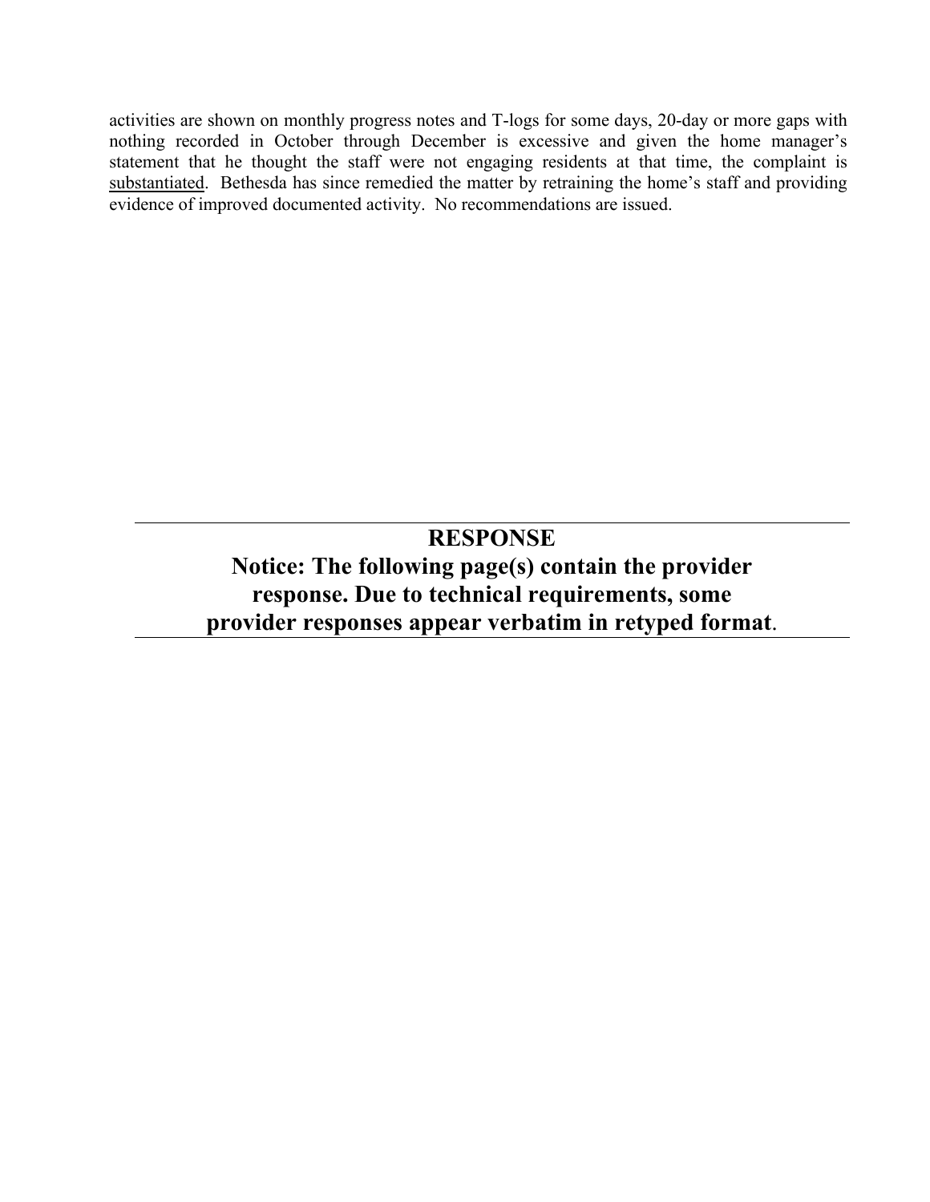activities are shown on monthly progress notes and T-logs for some days, 20-day or more gaps with nothing recorded in October through December is excessive and given the home manager's statement that he thought the staff were not engaging residents at that time, the complaint is substantiated. Bethesda has since remedied the matter by retraining the home's staff and providing evidence of improved documented activity. No recommendations are issued.

---

**RESPONSE**

**Notice: The following page(s) contain the provider response. Due to technical requirements, some provider responses appear verbatim in retyped format.**

---